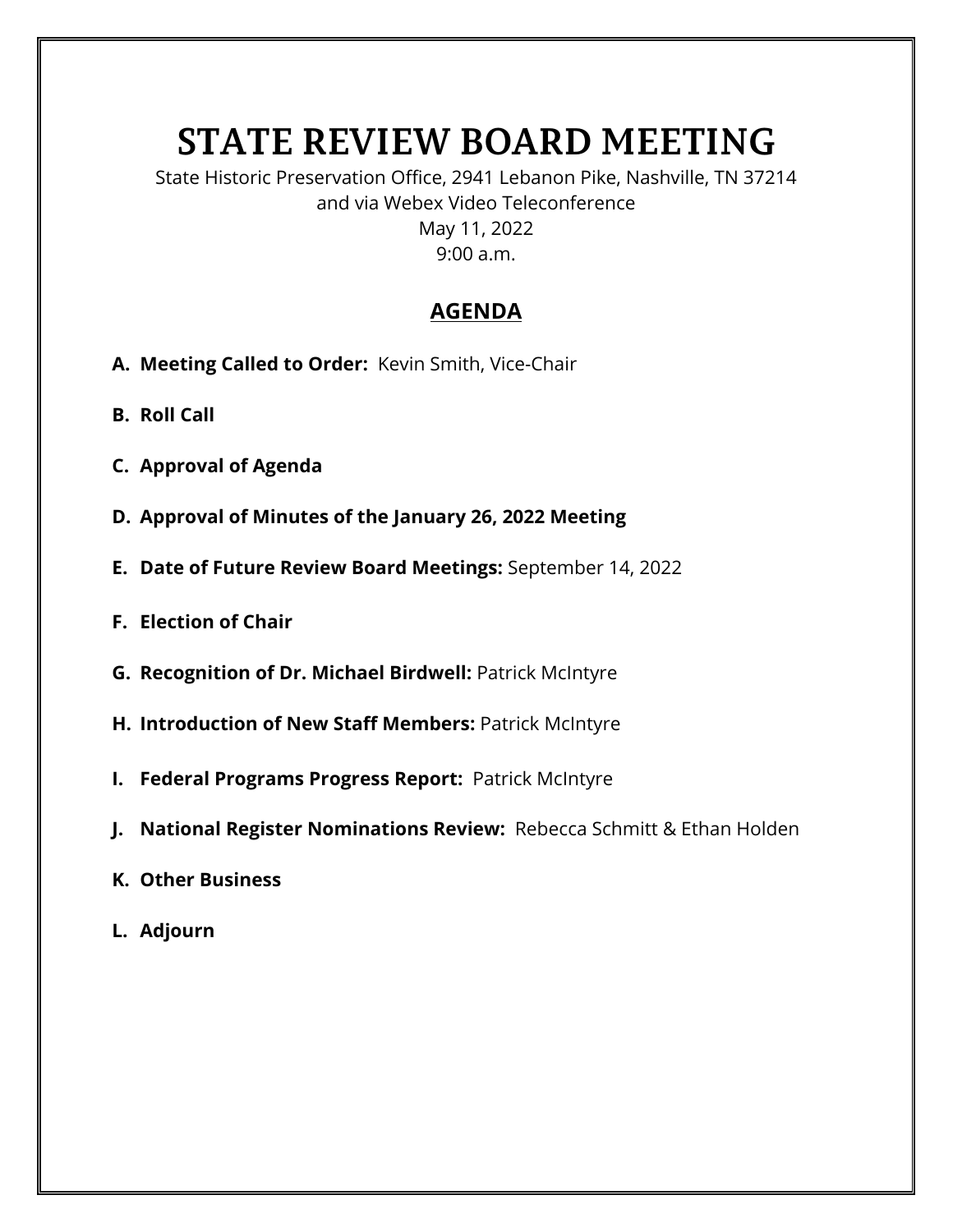# STATE REVIEW BOARD MEETING

State Historic Preservation Office, 2941 Lebanon Pike, Nashville, TN 37214
and via Webex Video Teleconference
May 11, 2022
9:00 a.m.

## AGENDA

**A. Meeting Called to Order:** Kevin Smith, Vice-Chair

**B. Roll Call**

**C. Approval of Agenda**

**D. Approval of Minutes of the January 26, 2022 Meeting**

**E. Date of Future Review Board Meetings:** September 14, 2022

**F. Election of Chair**

**G. Recognition of Dr. Michael Birdwell:** Patrick McIntyre

**H. Introduction of New Staff Members:** Patrick McIntyre

**I. Federal Programs Progress Report:** Patrick McIntyre

**J. National Register Nominations Review:** Rebecca Schmitt & Ethan Holden

**K. Other Business**

**L. Adjourn**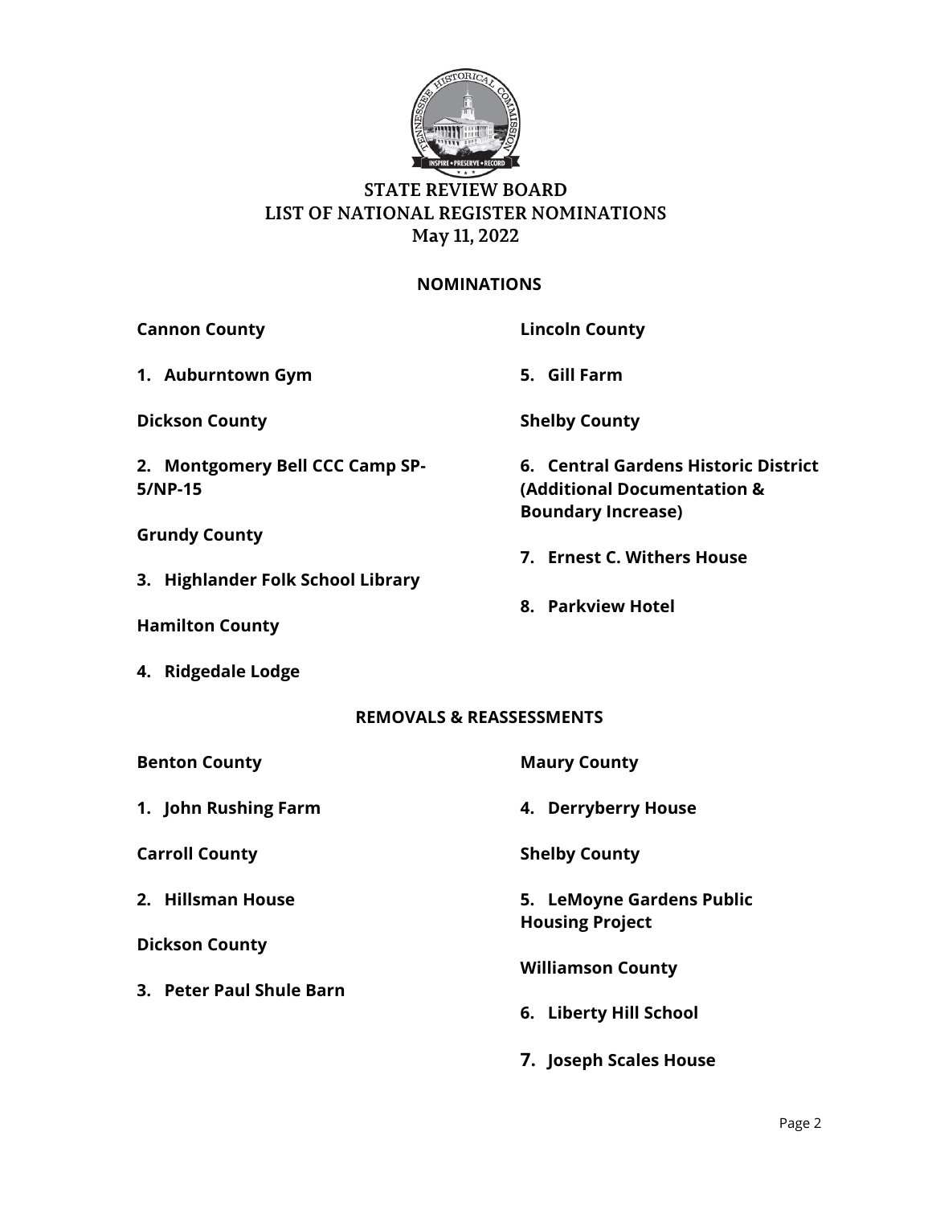# STATE REVIEW BOARD
# LIST OF NATIONAL REGISTER NOMINATIONS
# May 11, 2022

## NOMINATIONS

**Cannon County**

1. **Auburntown Gym**

**Dickson County**

2. **Montgomery Bell CCC Camp SP-5/NP-15**

**Grundy County**

3. **Highlander Folk School Library**

**Hamilton County**

4. **Ridgedale Lodge**

**Lincoln County**

5. **Gill Farm**

**Shelby County**

6. **Central Gardens Historic District (Additional Documentation & Boundary Increase)**

7. **Ernest C. Withers House**

8. **Parkview Hotel**

## REMOVALS & REASSESSMENTS

**Benton County**

1. **John Rushing Farm**

**Carroll County**

2. **Hillsman House**

**Dickson County**

3. **Peter Paul Shule Barn**

**Maury County**

4. **Derryberry House**

**Shelby County**

5. **LeMoyne Gardens Public Housing Project**

**Williamson County**

6. **Liberty Hill School**

7. **Joseph Scales House**